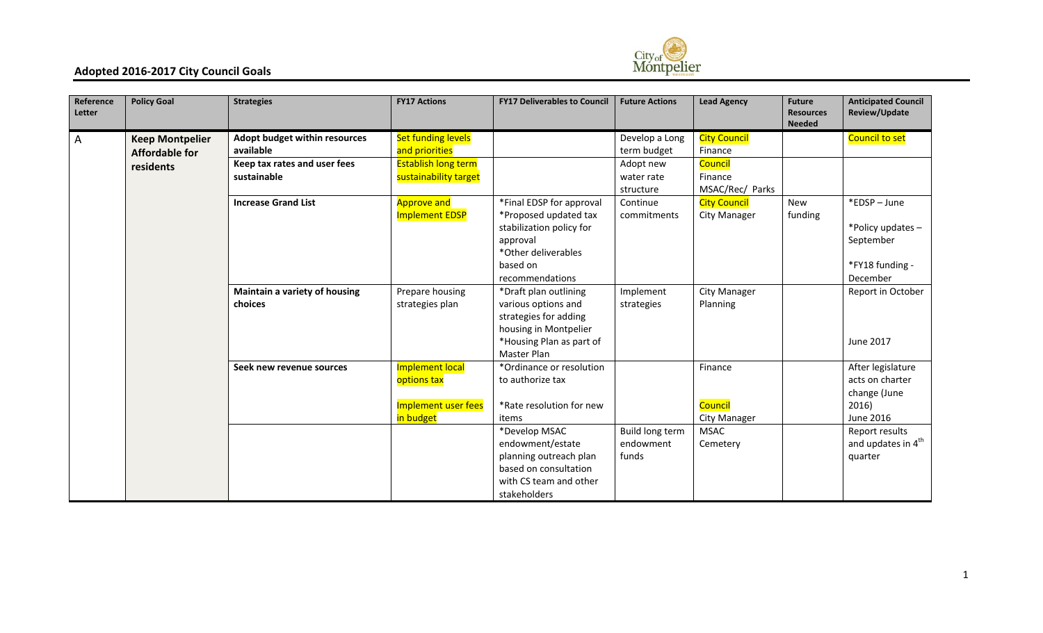## Adopted 2016-2017 City Council Goals

| Reference Letter | Policy Goal | Strategies | FY17 Actions | FY17 Deliverables to Council | Future Actions | Lead Agency | Future Resources Needed | Anticipated Council Review/Update |
|---|---|---|---|---|---|---|---|---|
| A | **Keep Montpelier Affordable for residents** | **Adopt budget within resources available** | Set funding levels and priorities | | Develop a Long term budget | City Council Finance | | Council to set |
| | | **Keep tax rates and user fees sustainable** | Establish long term sustainability target | | Adopt new water rate structure | Council Finance MSAC/Rec/ Parks | | |
| | | **Increase Grand List** | Approve and Implement EDSP | *Final EDSP for approval *Proposed updated tax stabilization policy for approval *Other deliverables based on recommendations | Continue commitments | City Council City Manager | New funding | *EDSP – June *Policy updates – September *FY18 funding - December |
| | | **Maintain a variety of housing choices** | Prepare housing strategies plan | *Draft plan outlining various options and strategies for adding housing in Montpelier *Housing Plan as part of Master Plan | Implement strategies | City Manager Planning | | Report in October June 2017 |
| | | **Seek new revenue sources** | Implement local options tax Implement user fees in budget | *Ordinance or resolution to authorize tax *Rate resolution for new items | | Finance Council City Manager | | After legislature acts on charter change (June 2016) June 2016 |
| | | | | *Develop MSAC endowment/estate planning outreach plan based on consultation with CS team and other stakeholders | Build long term endowment funds | MSAC Cemetery | | Report results and updates in 4th quarter |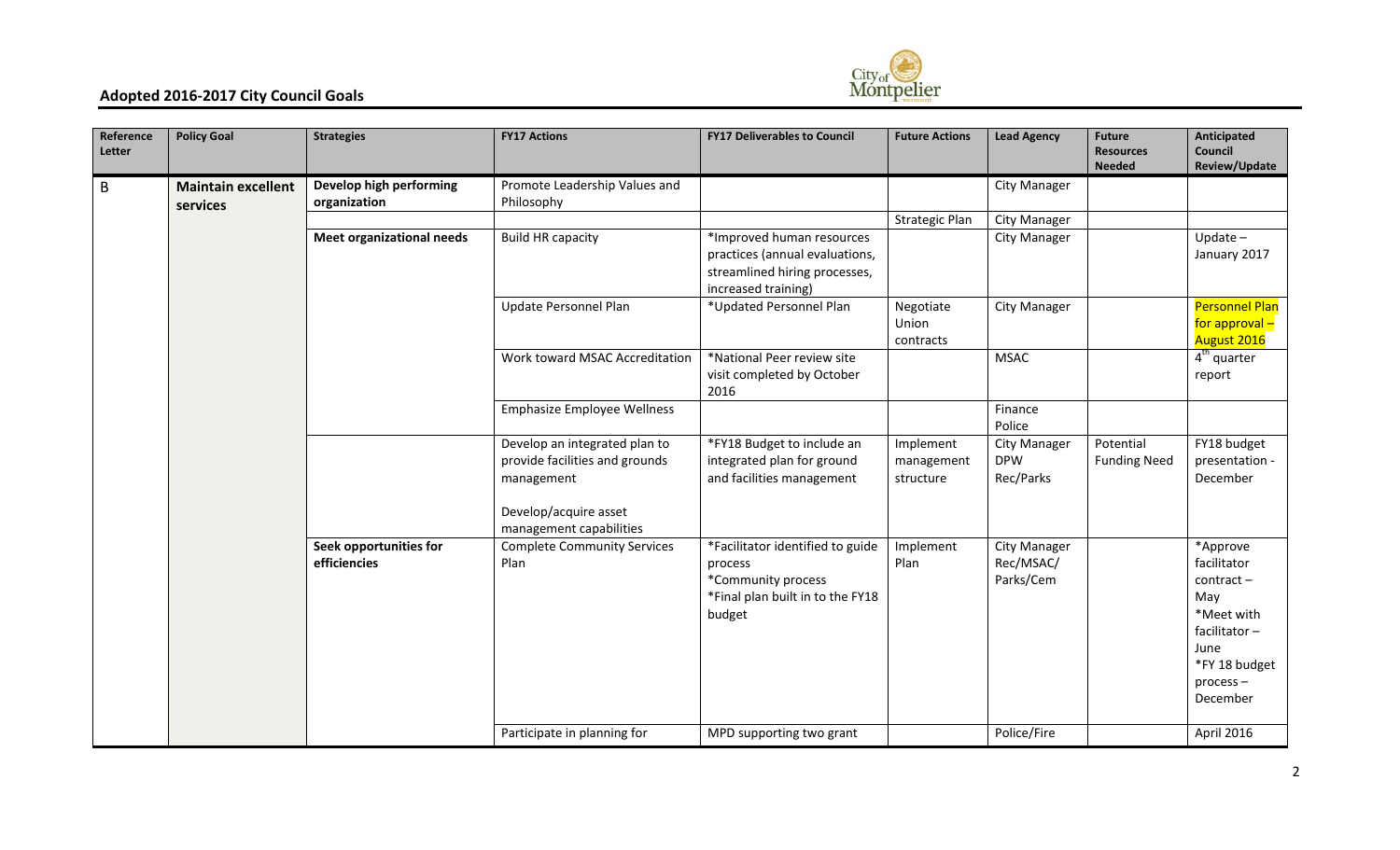## Adopted 2016-2017 City Council Goals

| Reference Letter | Policy Goal | Strategies | FY17 Actions | FY17 Deliverables to Council | Future Actions | Lead Agency | Future Resources Needed | Anticipated Council Review/Update |
|---|---|---|---|---|---|---|---|---|
| B | **Maintain excellent services** | **Develop high performing organization** | Promote Leadership Values and Philosophy | | | City Manager | | |
| | | | | | Strategic Plan | City Manager | | |
| | | **Meet organizational needs** | Build HR capacity | *Improved human resources practices (annual evaluations, streamlined hiring processes, increased training) | | City Manager | | Update – January 2017 |
| | | | Update Personnel Plan | *Updated Personnel Plan | Negotiate Union contracts | City Manager | | Personnel Plan for approval – August 2016 |
| | | | Work toward MSAC Accreditation | *National Peer review site visit completed by October 2016 | | MSAC | | 4th quarter report |
| | | | Emphasize Employee Wellness | | | Finance Police | | |
| | | | Develop an integrated plan to provide facilities and grounds management<br><br>Develop/acquire asset management capabilities | *FY18 Budget to include an integrated plan for ground and facilities management | Implement management structure | City Manager DPW Rec/Parks | Potential Funding Need | FY18 budget presentation - December |
| | | **Seek opportunities for efficiencies** | Complete Community Services Plan | *Facilitator identified to guide process<br>*Community process<br>*Final plan built in to the FY18 budget | Implement Plan | City Manager Rec/MSAC/ Parks/Cem | | *Approve facilitator contract – May<br>*Meet with facilitator – June<br>*FY 18 budget process – December |
| | | | Participate in planning for | MPD supporting two grant | | Police/Fire | | April 2016 |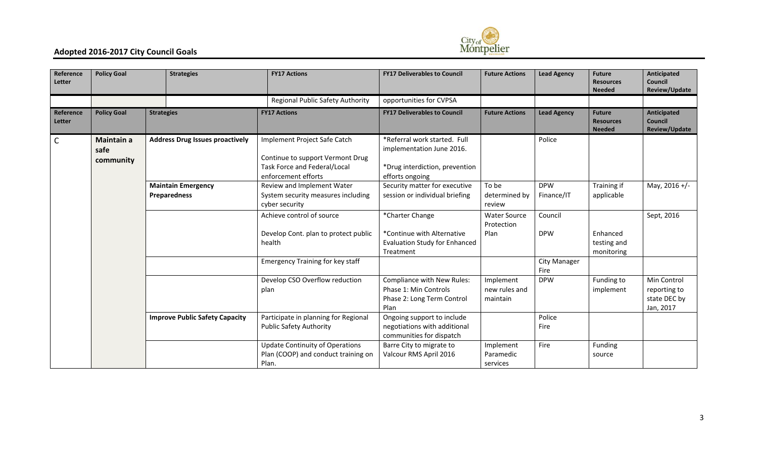## Adopted 2016-2017 City Council Goals

| Reference Letter | Policy Goal | Strategies | FY17 Actions | FY17 Deliverables to Council | Future Actions | Lead Agency | Future Resources Needed | Anticipated Council Review/Update |
|---|---|---|---|---|---|---|---|---|
| | | | Regional Public Safety Authority | opportunities for CVPSA | | | | |

| Reference Letter | Policy Goal | Strategies | FY17 Actions | FY17 Deliverables to Council | Future Actions | Lead Agency | Future Resources Needed | Anticipated Council Review/Update |
|---|---|---|---|---|---|---|---|---|
| C | **Maintain a safe community** | **Address Drug Issues proactively** | Implement Project Safe Catch<br><br>Continue to support Vermont Drug Task Force and Federal/Local enforcement efforts | *Referral work started. Full implementation June 2016.<br><br>*Drug interdiction, prevention efforts ongoing | | Police | | |
| | | **Maintain Emergency Preparedness** | Review and Implement Water System security measures including cyber security | Security matter for executive session or individual briefing | To be determined by review | DPW<br>Finance/IT | Training if applicable | May, 2016 +/- |
| | | | Achieve control of source<br><br>Develop Cont. plan to protect public health | *Charter Change<br><br>*Continue with Alternative Evaluation Study for Enhanced Treatment | Water Source Protection Plan | Council<br><br>DPW | Enhanced testing and monitoring | Sept, 2016 |
| | | | Emergency Training for key staff | | | City Manager<br>Fire | | |
| | | | Develop CSO Overflow reduction plan | Compliance with New Rules:<br>Phase 1: Min Controls<br>Phase 2: Long Term Control Plan | Implement new rules and maintain | DPW | Funding to implement | Min Control reporting to state DEC by Jan, 2017 |
| | | **Improve Public Safety Capacity** | Participate in planning for Regional Public Safety Authority | Ongoing support to include negotiations with additional communities for dispatch | | Police<br>Fire | | |
| | | | Update Continuity of Operations Plan (COOP) and conduct training on Plan. | Barre City to migrate to Valcour RMS April 2016 | Implement Paramedic services | Fire | Funding source | |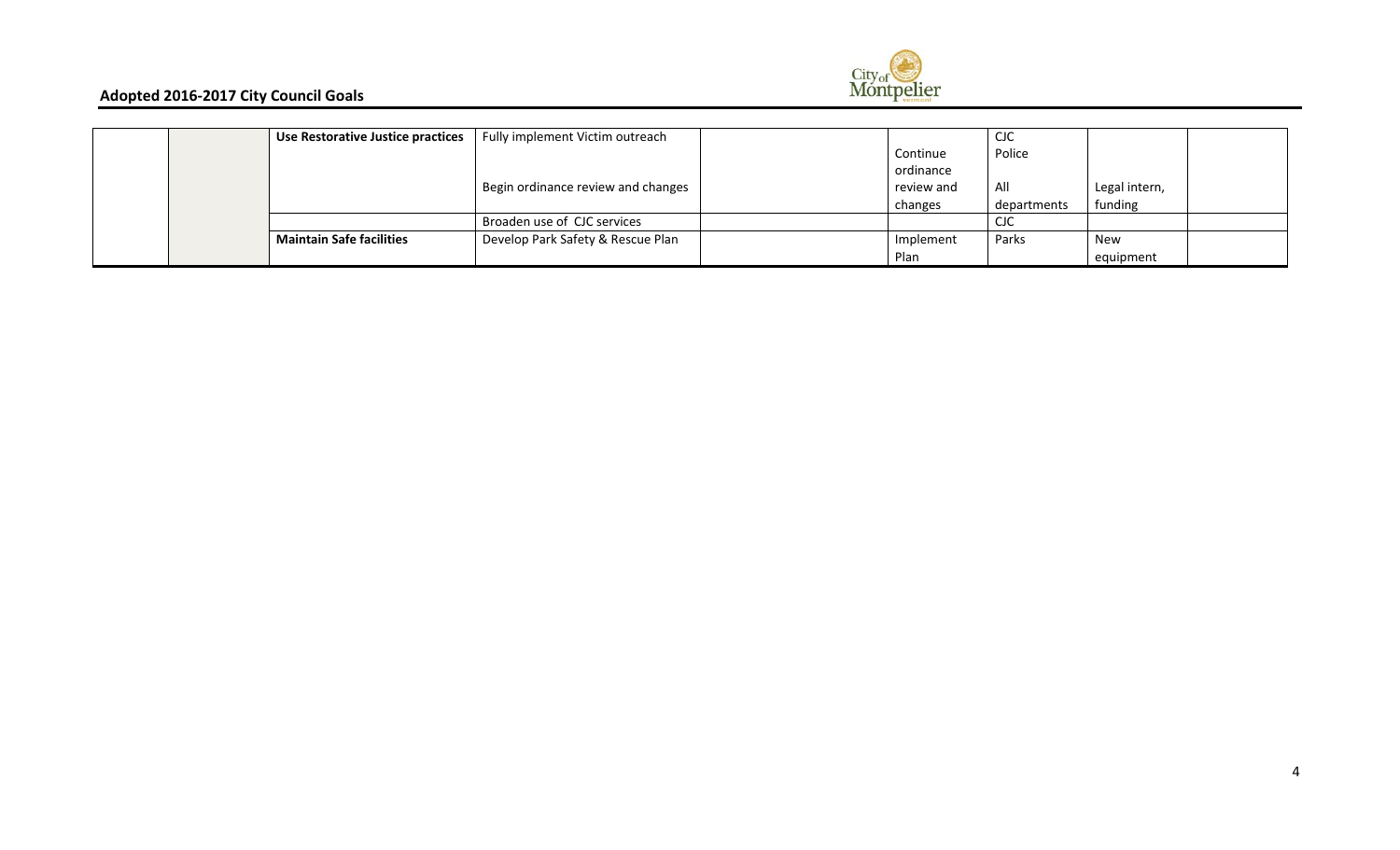## Adopted 2016-2017 City Council Goals

| | | | | | | | | |
|---|---|---|---|---|---|---|---|---|
| | | **Use Restorative Justice practices** | Fully implement Victim outreach<br><br>Begin ordinance review and changes | | Continue ordinance review and changes | CJC<br>Police<br><br>All departments | Legal intern, funding | |
| | | | Broaden use of CJC services | | | CJC | | |
| | | **Maintain Safe facilities** | Develop Park Safety & Rescue Plan | | Implement Plan | Parks | New equipment | |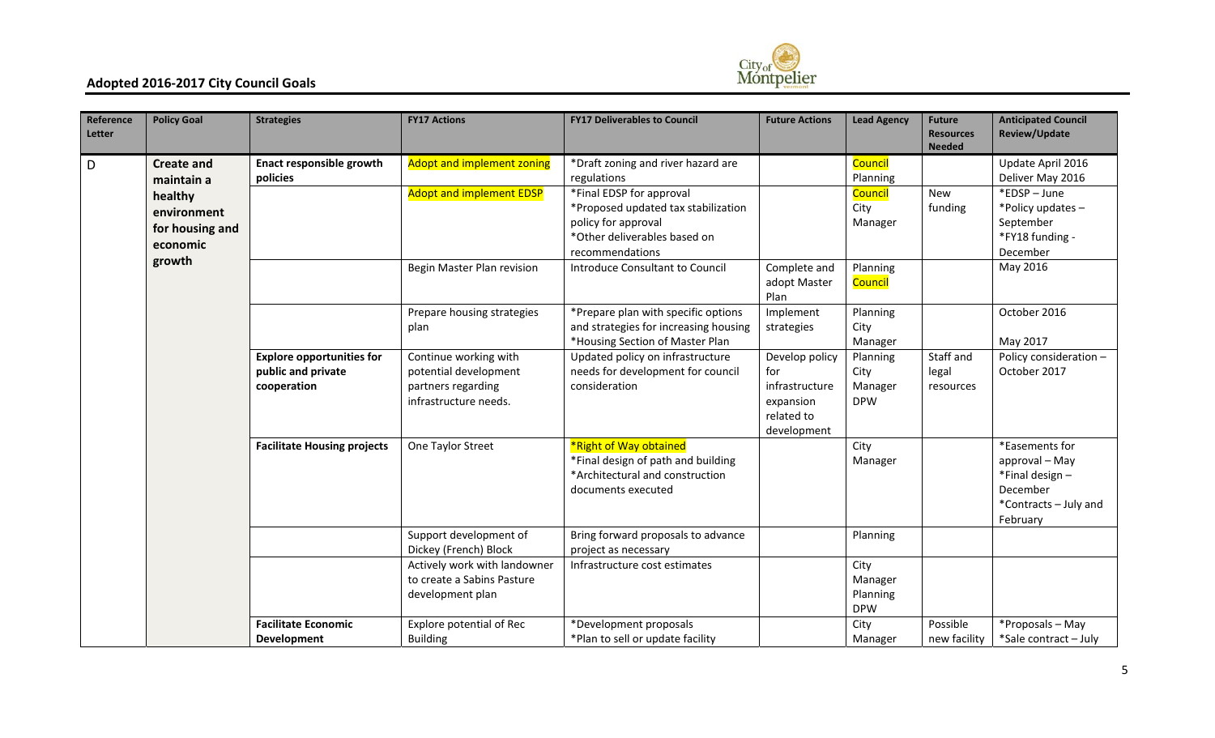## Adopted 2016-2017 City Council Goals

| Reference Letter | Policy Goal | Strategies | FY17 Actions | FY17 Deliverables to Council | Future Actions | Lead Agency | Future Resources Needed | Anticipated Council Review/Update |
|---|---|---|---|---|---|---|---|---|
| D | **Create and maintain a healthy environment for housing and economic growth** | **Enact responsible growth policies** | Adopt and implement zoning | *Draft zoning and river hazard are regulations | | Council<br>Planning | | Update April 2016<br>Deliver May 2016 |
| | | | Adopt and implement EDSP | *Final EDSP for approval<br>*Proposed updated tax stabilization policy for approval<br>*Other deliverables based on recommendations | | Council<br>City Manager | New funding | *EDSP – June<br>*Policy updates – September<br>*FY18 funding - December |
| | | | Begin Master Plan revision | Introduce Consultant to Council | Complete and adopt Master Plan | Planning<br>Council | | May 2016 |
| | | | Prepare housing strategies plan | *Prepare plan with specific options and strategies for increasing housing<br>*Housing Section of Master Plan | Implement strategies | Planning<br>City Manager | | October 2016<br><br>May 2017 |
| | | **Explore opportunities for public and private cooperation** | Continue working with potential development partners regarding infrastructure needs. | Updated policy on infrastructure needs for development for council consideration | Develop policy for infrastructure expansion related to development | Planning<br>City Manager<br>DPW | Staff and legal resources | Policy consideration – October 2017 |
| | | **Facilitate Housing projects** | One Taylor Street | *Right of Way obtained<br>*Final design of path and building<br>*Architectural and construction documents executed | | City Manager | | *Easements for approval – May<br>*Final design – December<br>*Contracts – July and February |
| | | | Support development of Dickey (French) Block | Bring forward proposals to advance project as necessary | | Planning | | |
| | | | Actively work with landowner to create a Sabins Pasture development plan | Infrastructure cost estimates | | City Manager<br>Planning<br>DPW | | |
| | | **Facilitate Economic Development** | Explore potential of Rec Building | *Development proposals<br>*Plan to sell or update facility | | City Manager | Possible new facility | *Proposals – May<br>*Sale contract – July |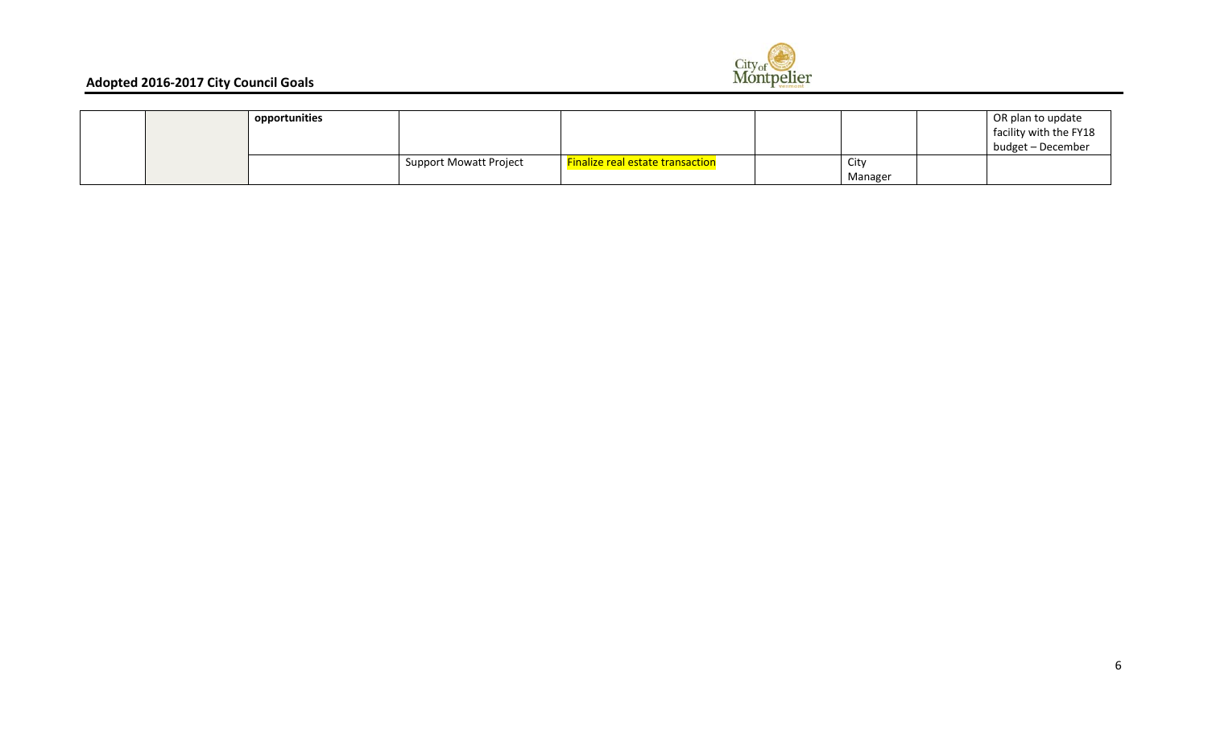| | | | | | | | | |
|---|---|---|---|---|---|---|---|---|
| | | **opportunities** | | | | | | OR plan to update facility with the FY18 budget – December |
| | | | Support Mowatt Project | Finalize real estate transaction | | City Manager | | |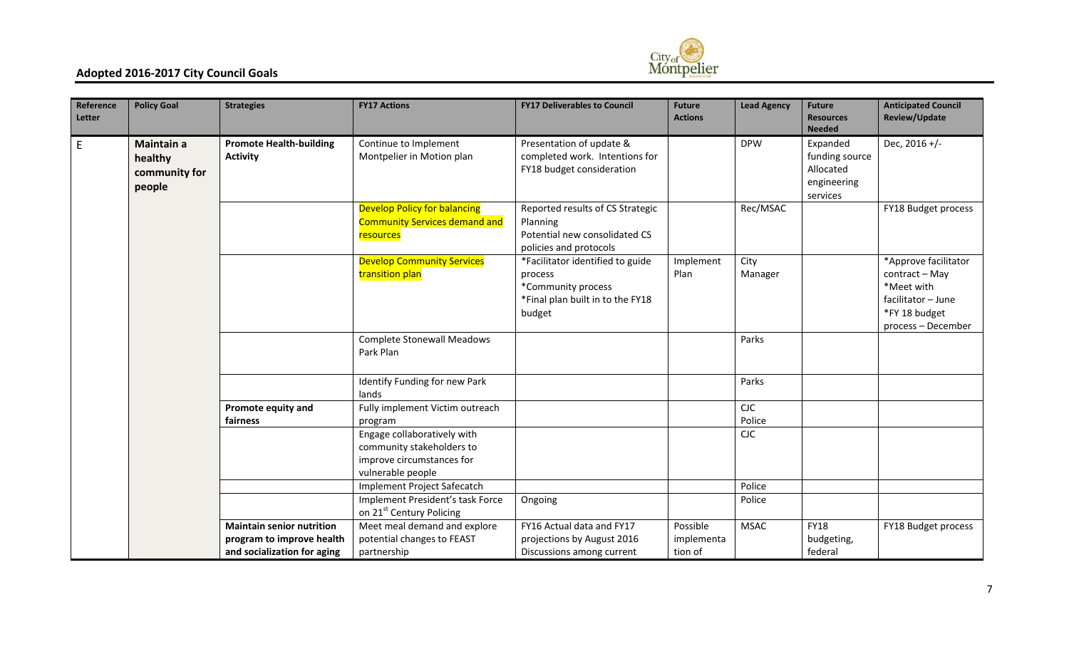## Adopted 2016-2017 City Council Goals

| Reference Letter | Policy Goal | Strategies | FY17 Actions | FY17 Deliverables to Council | Future Actions | Lead Agency | Future Resources Needed | Anticipated Council Review/Update |
|---|---|---|---|---|---|---|---|---|
| E | **Maintain a healthy community for people** | **Promote Health-building Activity** | Continue to Implement Montpelier in Motion plan | Presentation of update & completed work. Intentions for FY18 budget consideration | | DPW | Expanded funding source Allocated engineering services | Dec, 2016 +/- |
| | | | Develop Policy for balancing Community Services demand and resources | Reported results of CS Strategic Planning Potential new consolidated CS policies and protocols | | Rec/MSAC | | FY18 Budget process |
| | | | Develop Community Services transition plan | *Facilitator identified to guide process *Community process *Final plan built in to the FY18 budget | Implement Plan | City Manager | | *Approve facilitator contract – May *Meet with facilitator – June *FY 18 budget process – December |
| | | | Complete Stonewall Meadows Park Plan | | | Parks | | |
| | | | Identify Funding for new Park lands | | | Parks | | |
| | | **Promote equity and fairness** | Fully implement Victim outreach program | | | CJC Police | | |
| | | | Engage collaboratively with community stakeholders to improve circumstances for vulnerable people | | | CJC | | |
| | | | Implement Project Safecatch | | | Police | | |
| | | | Implement President's task Force on 21st Century Policing | Ongoing | | Police | | |
| | | **Maintain senior nutrition program to improve health and socialization for aging** | Meet meal demand and explore potential changes to FEAST partnership | FY16 Actual data and FY17 projections by August 2016 Discussions among current | Possible implementa tion of | MSAC | FY18 budgeting, federal | FY18 Budget process |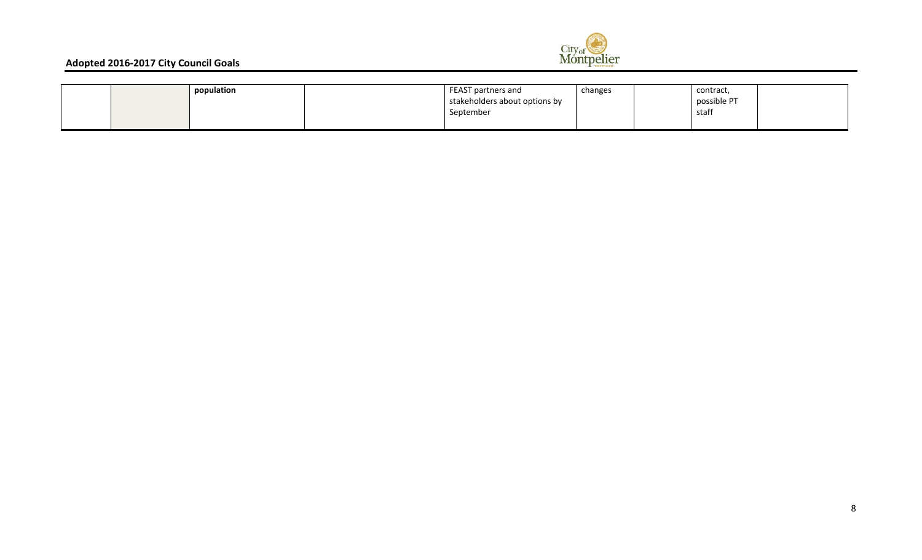|  |  | **population** |  | FEAST partners and stakeholders about options by September | changes |  | contract, possible PT staff |  |
|---|---|---|---|---|---|---|---|---|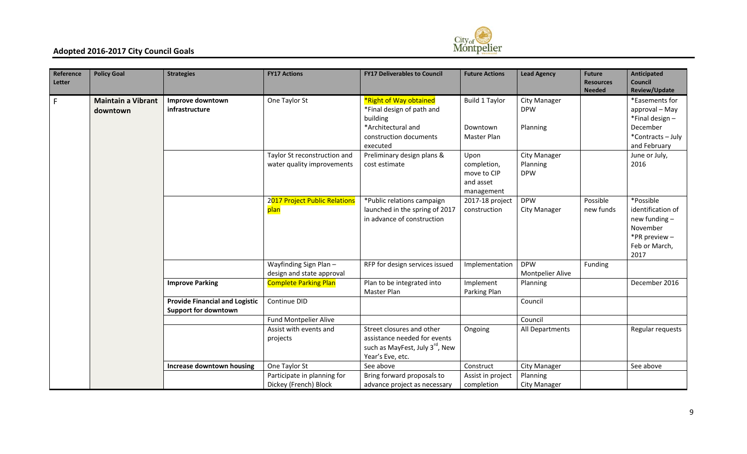## Adopted 2016-2017 City Council Goals

| Reference Letter | Policy Goal | Strategies | FY17 Actions | FY17 Deliverables to Council | Future Actions | Lead Agency | Future Resources Needed | Anticipated Council Review/Update |
|---|---|---|---|---|---|---|---|---|
| F | **Maintain a Vibrant downtown** | **Improve downtown infrastructure** | One Taylor St | *Right of Way obtained<br>*Final design of path and building<br>*Architectural and construction documents executed | Build 1 Taylor<br><br>Downtown Master Plan | City Manager<br>DPW<br><br>Planning | | *Easements for approval – May<br>*Final design – December<br>*Contracts – July and February |
| | | | Taylor St reconstruction and water quality improvements | Preliminary design plans & cost estimate | Upon completion, move to CIP and asset management | City Manager<br>Planning<br>DPW | | June or July, 2016 |
| | | | 2017 Project Public Relations plan | *Public relations campaign launched in the spring of 2017 in advance of construction | 2017-18 project construction | DPW<br>City Manager | Possible new funds | *Possible identification of new funding – November<br>*PR preview – Feb or March, 2017 |
| | | | Wayfinding Sign Plan – design and state approval | RFP for design services issued | Implementation | DPW<br>Montpelier Alive | Funding | |
| | | **Improve Parking** | Complete Parking Plan | Plan to be integrated into Master Plan | Implement Parking Plan | Planning | | December 2016 |
| | | **Provide Financial and Logistic Support for downtown** | Continue DID | | | Council | | |
| | | | Fund Montpelier Alive | | | Council | | |
| | | | Assist with events and projects | Street closures and other assistance needed for events such as MayFest, July 3rd, New Year's Eve, etc. | Ongoing | All Departments | | Regular requests |
| | | **Increase downtown housing** | One Taylor St | See above | Construct | City Manager | | See above |
| | | | Participate in planning for Dickey (French) Block | Bring forward proposals to advance project as necessary | Assist in project completion | Planning<br>City Manager | | |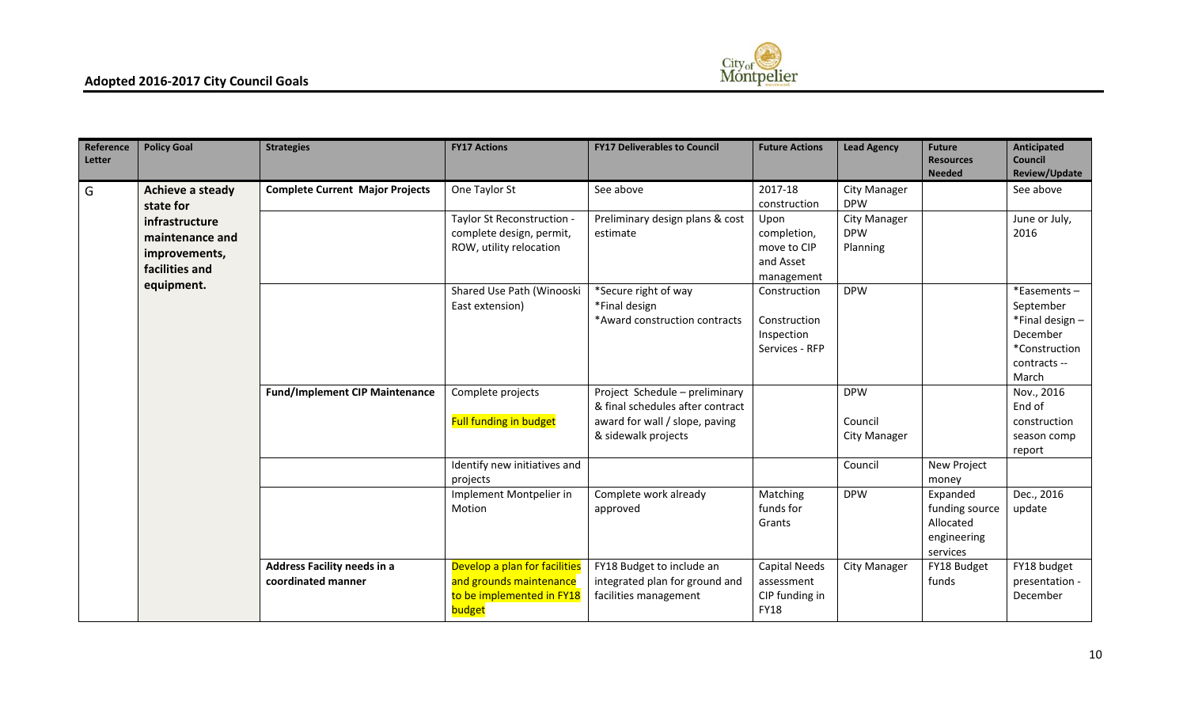## Adopted 2016-2017 City Council Goals

| Reference Letter | Policy Goal | Strategies | FY17 Actions | FY17 Deliverables to Council | Future Actions | Lead Agency | Future Resources Needed | Anticipated Council Review/Update |
|---|---|---|---|---|---|---|---|---|
| G | **Achieve a steady state for infrastructure maintenance and improvements, facilities and equipment.** | **Complete Current Major Projects** | One Taylor St | See above | 2017-18 construction | City Manager DPW | | See above |
| | | | Taylor St Reconstruction - complete design, permit, ROW, utility relocation | Preliminary design plans & cost estimate | Upon completion, move to CIP and Asset management | City Manager DPW Planning | | June or July, 2016 |
| | | | Shared Use Path (Winooski East extension) | *Secure right of way *Final design *Award construction contracts | Construction Construction Inspection Services - RFP | DPW | | *Easements – September *Final design – December *Construction contracts -- March |
| | | **Fund/Implement CIP Maintenance** | Complete projects Full funding in budget | Project Schedule – preliminary & final schedules after contract award for wall / slope, paving & sidewalk projects | | DPW Council City Manager | | Nov., 2016 End of construction season comp report |
| | | | Identify new initiatives and projects | | | Council | New Project money | |
| | | | Implement Montpelier in Motion | Complete work already approved | Matching funds for Grants | DPW | Expanded funding source Allocated engineering services | Dec., 2016 update |
| | | **Address Facility needs in a coordinated manner** | Develop a plan for facilities and grounds maintenance to be implemented in FY18 budget | FY18 Budget to include an integrated plan for ground and facilities management | Capital Needs assessment CIP funding in FY18 | City Manager | FY18 Budget funds | FY18 budget presentation - December |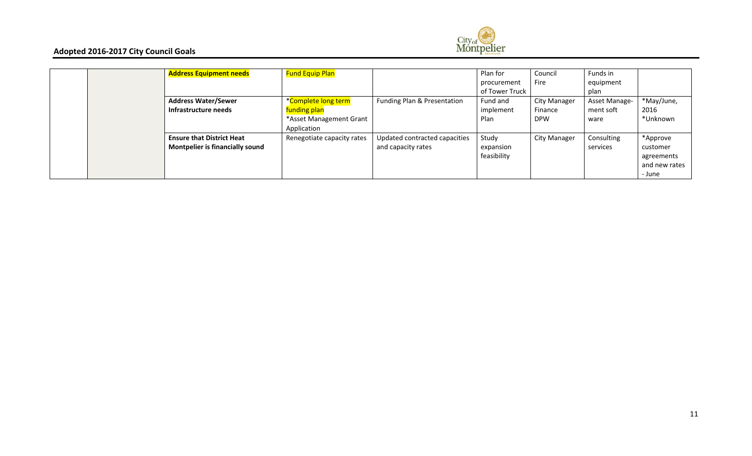## Adopted 2016-2017 City Council Goals

| | | | | | | | | |
|---|---|---|---|---|---|---|---|---|
| | | **Address Equipment needs** | Fund Equip Plan | | Plan for procurement of Tower Truck | Council Fire | Funds in equipment plan | |
| | | **Address Water/Sewer Infrastructure needs** | *Complete long term funding plan *Asset Management Grant Application | Funding Plan & Presentation | Fund and implement Plan | City Manager Finance DPW | Asset Manage-ment soft ware | *May/June, 2016 *Unknown |
| | | **Ensure that District Heat Montpelier is financially sound** | Renegotiate capacity rates | Updated contracted capacities and capacity rates | Study expansion feasibility | City Manager | Consulting services | *Approve customer agreements and new rates - June |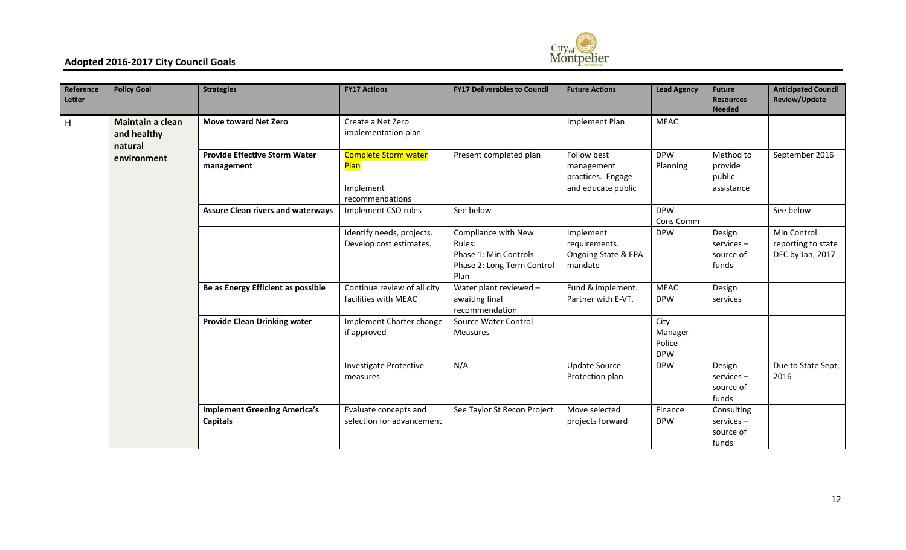## Adopted 2016-2017 City Council Goals

| Reference Letter | Policy Goal | Strategies | FY17 Actions | FY17 Deliverables to Council | Future Actions | Lead Agency | Future Resources Needed | Anticipated Council Review/Update |
|---|---|---|---|---|---|---|---|---|
| H | **Maintain a clean and healthy natural environment** | **Move toward Net Zero** | Create a Net Zero implementation plan | | Implement Plan | MEAC | | |
| | | **Provide Effective Storm Water management** | Complete Storm water Plan<br><br>Implement recommendations | Present completed plan | Follow best management practices. Engage and educate public | DPW<br>Planning | Method to provide public assistance | September 2016 |
| | | **Assure Clean rivers and waterways** | Implement CSO rules | See below | | DPW<br>Cons Comm | | See below |
| | | | Identify needs, projects. Develop cost estimates. | Compliance with New Rules:<br>Phase 1: Min Controls<br>Phase 2: Long Term Control Plan | Implement requirements. Ongoing State & EPA mandate | DPW | Design services – source of funds | Min Control reporting to state DEC by Jan, 2017 |
| | | **Be as Energy Efficient as possible** | Continue review of all city facilities with MEAC | Water plant reviewed – awaiting final recommendation | Fund & implement. Partner with E-VT. | MEAC<br>DPW | Design services | |
| | | **Provide Clean Drinking water** | Implement Charter change if approved | Source Water Control Measures | | City Manager<br>Police<br>DPW | | |
| | | | Investigate Protective measures | N/A | Update Source Protection plan | DPW | Design services – source of funds | Due to State Sept, 2016 |
| | | **Implement Greening America's Capitals** | Evaluate concepts and selection for advancement | See Taylor St Recon Project | Move selected projects forward | Finance<br>DPW | Consulting services – source of funds | |